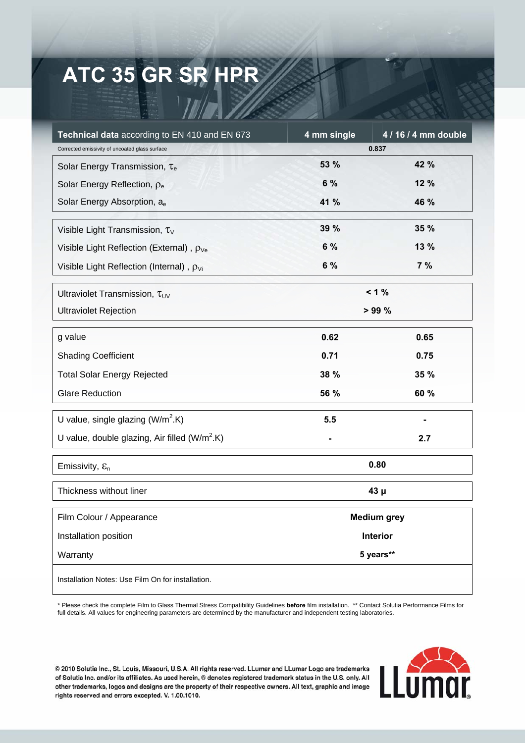# ATC 35 GR SR HPR

| **Technical data** according to EN 410 and EN 673 | 4 mm single | 4 / 16 / 4 mm double |
|---|---|---|
| Corrected emissivity of uncoated glass surface | 0.837 | |
| Solar Energy Transmission, $\tau_e$ | 53 % | 42 % |
| Solar Energy Reflection, $\rho_e$ | 6 % | 12 % |
| Solar Energy Absorption, $a_e$ | 41 % | 46 % |
| Visible Light Transmission, $\tau_V$ | 39 % | 35 % |
| Visible Light Reflection (External) , $\rho_{Ve}$ | 6 % | 13 % |
| Visible Light Reflection (Internal) , $\rho_{Vi}$ | 6 % | 7 % |
| Ultraviolet Transmission, $\tau_{UV}$ | < 1 % | |
| Ultraviolet Rejection | > 99 % | |
| g value | 0.62 | 0.65 |
| Shading Coefficient | 0.71 | 0.75 |
| Total Solar Energy Rejected | 38 % | 35 % |
| Glare Reduction | 56 % | 60 % |
| U value, single glazing ($W/m^2.K$) | 5.5 | - |
| U value, double glazing, Air filled ($W/m^2.K$) | - | 2.7 |
| Emissivity, $\varepsilon_n$ | 0.80 | |
| Thickness without liner | 43 µ | |
| Film Colour / Appearance | Medium grey | |
| Installation position | Interior | |
| Warranty | 5 years** | |

Installation Notes: Use Film On for installation.

* Please check the complete Film to Glass Thermal Stress Compatibility Guidelines **before** film installation. ** Contact Solutia Performance Films for full details. All values for engineering parameters are determined by the manufacturer and independent testing laboratories.

© 2010 Solutia Inc., St. Louis, Missouri, U.S.A. All rights reserved. LLumar and LLumar Logo are trademarks of Solutia Inc. and/or its affiliates. As used herein, ® denotes registered trademark status in the U.S. only. All other trademarks, logos and designs are the property of their respective owners. All text, graphic and image rights reserved and errors excepted. V. 1.00.1010.

LLumar®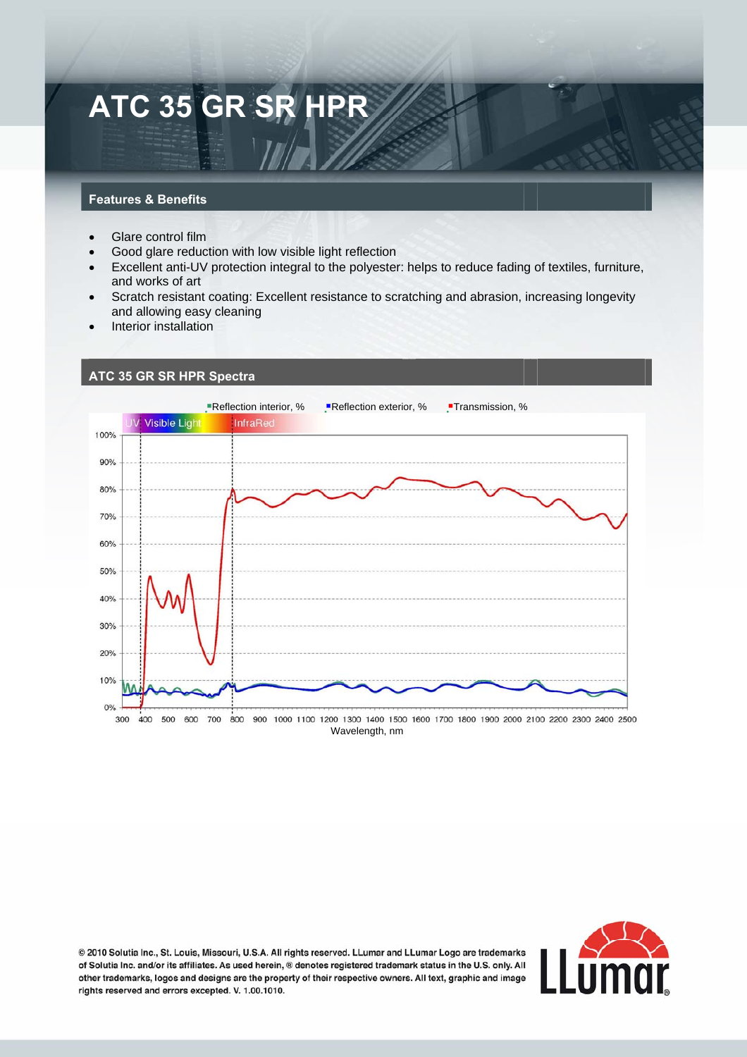# ATC 35 GR SR HPR

## Features & Benefits

- Glare control film
- Good glare reduction with low visible light reflection
- Excellent anti-UV protection integral to the polyester: helps to reduce fading of textiles, furniture, and works of art
- Scratch resistant coating: Excellent resistance to scratching and abrasion, increasing longevity and allowing easy cleaning
- Interior installation

## ATC 35 GR SR HPR Spectra

Reflection interior, %
Reflection exterior, %
Transmission, %

UV Visible Light InfraRed

100%
90%
80%
70%
60%
50%
40%
30%
20%
10%
0%

300 400 500 600 700 800 900 1000 1100 1200 1300 1400 1500 1600 1700 1800 1900 2000 2100 2200 2300 2400 2500

Wavelength, nm

© 2010 Solutia Inc., St. Louis, Missouri, U.S.A. All rights reserved. LLumar and LLumar Logo are trademarks of Solutia Inc. and/or its affiliates. As used herein, ® denotes registered trademark status in the U.S. only. All other trademarks, logos and designs are the property of their respective owners. All text, graphic and image rights reserved and errors excepted. V. 1.00.1010.

LLumar®